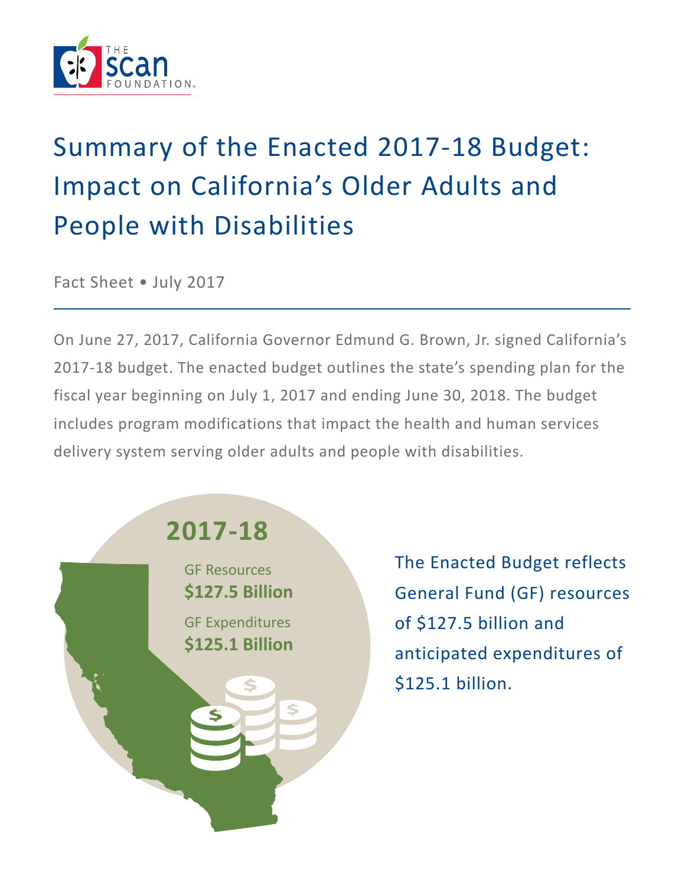# Summary of the Enacted 2017-18 Budget: Impact on California's Older Adults and People with Disabilities

Fact Sheet • July 2017

On June 27, 2017, California Governor Edmund G. Brown, Jr. signed California's 2017-18 budget. The enacted budget outlines the state's spending plan for the fiscal year beginning on July 1, 2017 and ending June 30, 2018. The budget includes program modifications that impact the health and human services delivery system serving older adults and people with disabilities.

**2017-18**

GF Resources
**$127.5 Billion**

GF Expenditures
**$125.1 Billion**

The Enacted Budget reflects General Fund (GF) resources of $127.5 billion and anticipated expenditures of $125.1 billion.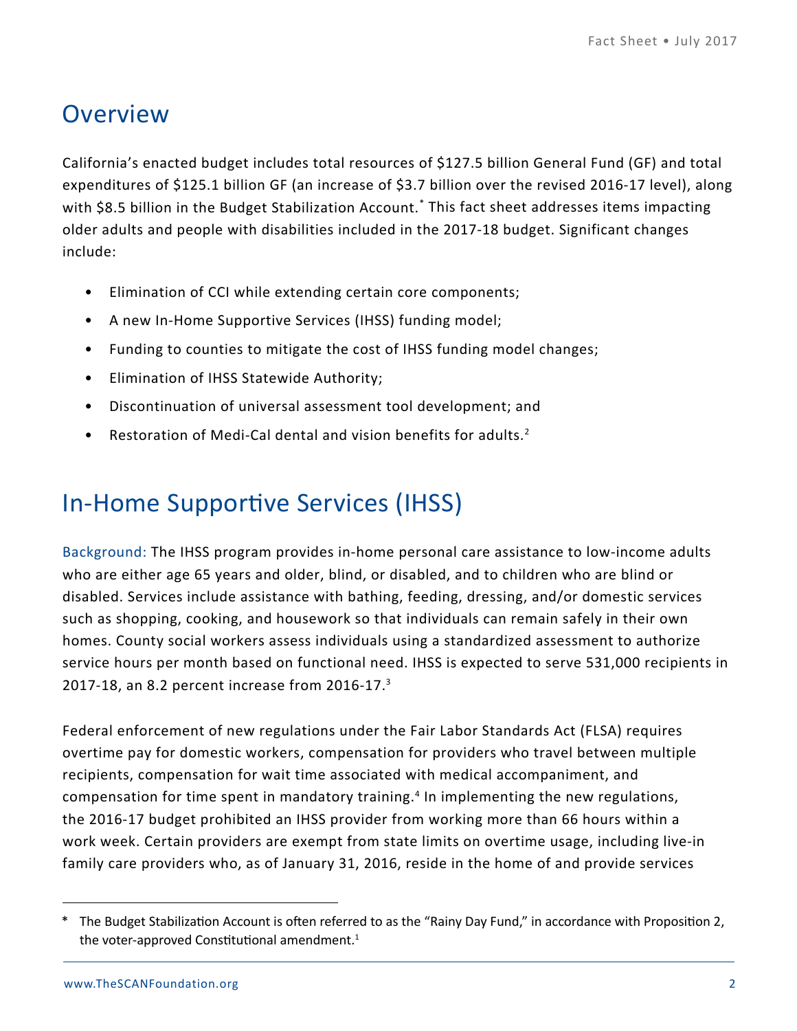## Overview

California's enacted budget includes total resources of $127.5 billion General Fund (GF) and total expenditures of $125.1 billion GF (an increase of $3.7 billion over the revised 2016-17 level), along with $8.5 billion in the Budget Stabilization Account.* This fact sheet addresses items impacting older adults and people with disabilities included in the 2017-18 budget. Significant changes include:

- Elimination of CCI while extending certain core components;
- A new In-Home Supportive Services (IHSS) funding model;
- Funding to counties to mitigate the cost of IHSS funding model changes;
- Elimination of IHSS Statewide Authority;
- Discontinuation of universal assessment tool development; and
- Restoration of Medi-Cal dental and vision benefits for adults.[2]

## In-Home Supportive Services (IHSS)

Background: The IHSS program provides in-home personal care assistance to low-income adults who are either age 65 years and older, blind, or disabled, and to children who are blind or disabled. Services include assistance with bathing, feeding, dressing, and/or domestic services such as shopping, cooking, and housework so that individuals can remain safely in their own homes. County social workers assess individuals using a standardized assessment to authorize service hours per month based on functional need. IHSS is expected to serve 531,000 recipients in 2017-18, an 8.2 percent increase from 2016-17.[3]

Federal enforcement of new regulations under the Fair Labor Standards Act (FLSA) requires overtime pay for domestic workers, compensation for providers who travel between multiple recipients, compensation for wait time associated with medical accompaniment, and compensation for time spent in mandatory training.[4] In implementing the new regulations, the 2016-17 budget prohibited an IHSS provider from working more than 66 hours within a work week. Certain providers are exempt from state limits on overtime usage, including live-in family care providers who, as of January 31, 2016, reside in the home of and provide services

---

* The Budget Stabilization Account is often referred to as the "Rainy Day Fund," in accordance with Proposition 2, the voter-approved Constitutional amendment.[1]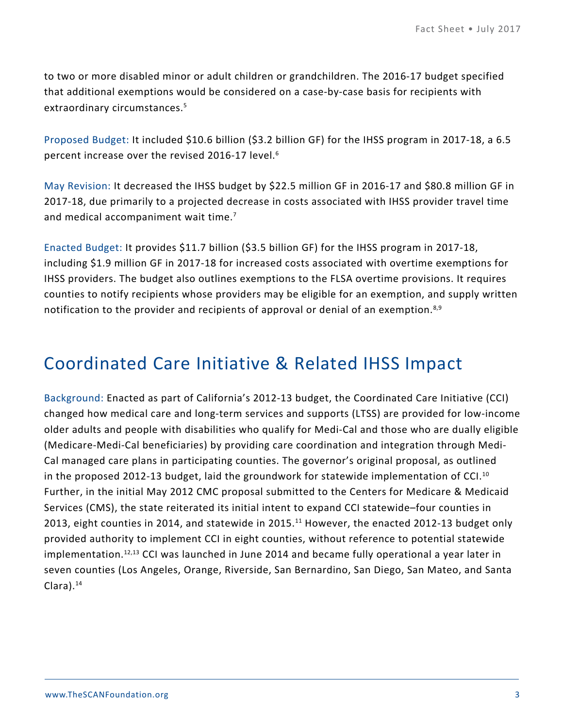to two or more disabled minor or adult children or grandchildren. The 2016-17 budget specified that additional exemptions would be considered on a case-by-case basis for recipients with extraordinary circumstances.[5]

Proposed Budget: It included $10.6 billion ($3.2 billion GF) for the IHSS program in 2017-18, a 6.5 percent increase over the revised 2016-17 level.[6]

May Revision: It decreased the IHSS budget by $22.5 million GF in 2016-17 and $80.8 million GF in 2017-18, due primarily to a projected decrease in costs associated with IHSS provider travel time and medical accompaniment wait time.[7]

Enacted Budget: It provides $11.7 billion ($3.5 billion GF) for the IHSS program in 2017-18, including $1.9 million GF in 2017-18 for increased costs associated with overtime exemptions for IHSS providers. The budget also outlines exemptions to the FLSA overtime provisions. It requires counties to notify recipients whose providers may be eligible for an exemption, and supply written notification to the provider and recipients of approval or denial of an exemption.[8,9]

## Coordinated Care Initiative & Related IHSS Impact

Background: Enacted as part of California's 2012-13 budget, the Coordinated Care Initiative (CCI) changed how medical care and long-term services and supports (LTSS) are provided for low-income older adults and people with disabilities who qualify for Medi-Cal and those who are dually eligible (Medicare-Medi-Cal beneficiaries) by providing care coordination and integration through Medi-Cal managed care plans in participating counties. The governor's original proposal, as outlined in the proposed 2012-13 budget, laid the groundwork for statewide implementation of CCI.[10] Further, in the initial May 2012 CMC proposal submitted to the Centers for Medicare & Medicaid Services (CMS), the state reiterated its initial intent to expand CCI statewide–four counties in 2013, eight counties in 2014, and statewide in 2015.[11] However, the enacted 2012-13 budget only provided authority to implement CCI in eight counties, without reference to potential statewide implementation.[12,13] CCI was launched in June 2014 and became fully operational a year later in seven counties (Los Angeles, Orange, Riverside, San Bernardino, San Diego, San Mateo, and Santa Clara).[14]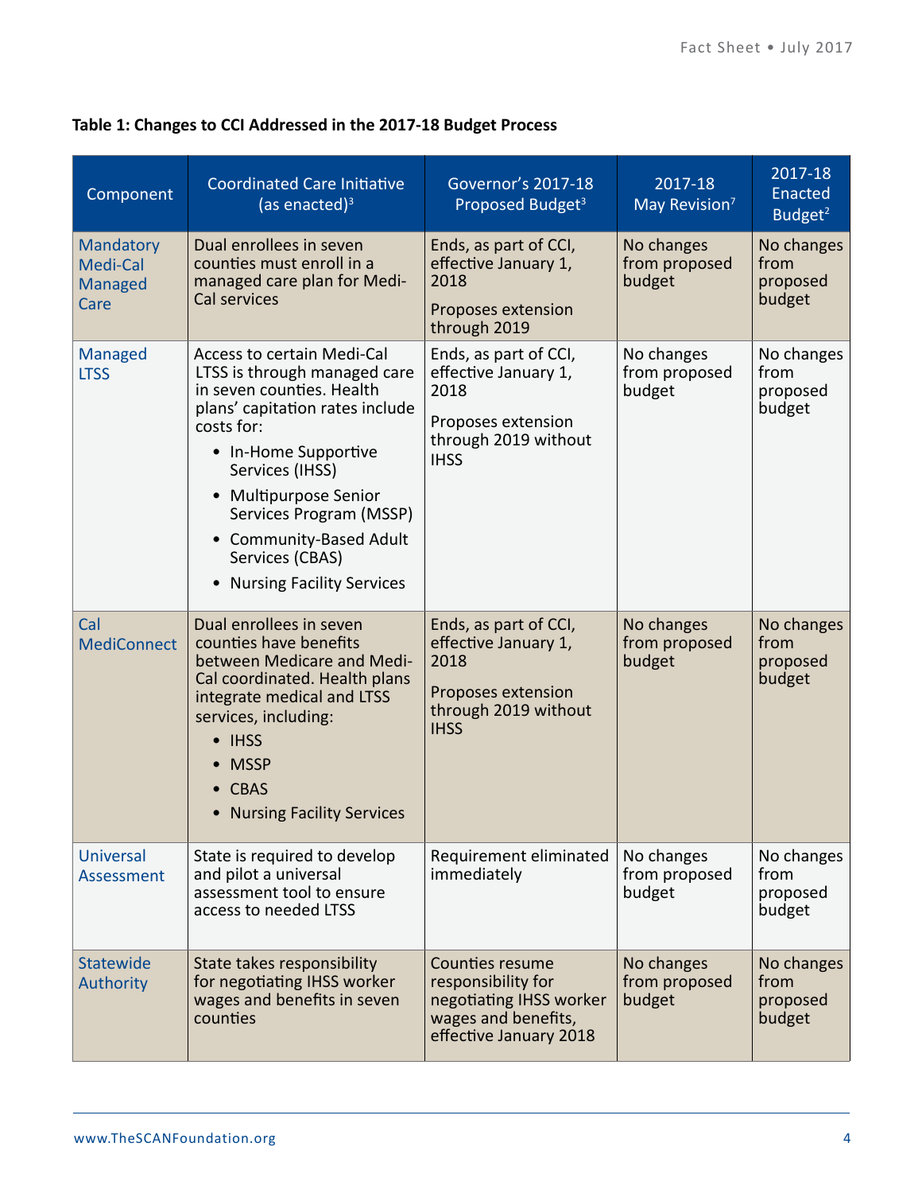**Table 1: Changes to CCI Addressed in the 2017-18 Budget Process**

| Component | Coordinated Care Initiative (as enacted)[3] | Governor's 2017-18 Proposed Budget[3] | 2017-18 May Revision[7] | 2017-18 Enacted Budget[2] |
|---|---|---|---|---|
| Mandatory Medi-Cal Managed Care | Dual enrollees in seven counties must enroll in a managed care plan for Medi-Cal services | Ends, as part of CCI, effective January 1, 2018<br><br>Proposes extension through 2019 | No changes from proposed budget | No changes from proposed budget |
| Managed LTSS | Access to certain Medi-Cal LTSS is through managed care in seven counties. Health plans' capitation rates include costs for:<br>• In-Home Supportive Services (IHSS)<br>• Multipurpose Senior Services Program (MSSP)<br>• Community-Based Adult Services (CBAS)<br>• Nursing Facility Services | Ends, as part of CCI, effective January 1, 2018<br><br>Proposes extension through 2019 without IHSS | No changes from proposed budget | No changes from proposed budget |
| Cal MediConnect | Dual enrollees in seven counties have benefits between Medicare and Medi-Cal coordinated. Health plans integrate medical and LTSS services, including:<br>• IHSS<br>• MSSP<br>• CBAS<br>• Nursing Facility Services | Ends, as part of CCI, effective January 1, 2018<br><br>Proposes extension through 2019 without IHSS | No changes from proposed budget | No changes from proposed budget |
| Universal Assessment | State is required to develop and pilot a universal assessment tool to ensure access to needed LTSS | Requirement eliminated immediately | No changes from proposed budget | No changes from proposed budget |
| Statewide Authority | State takes responsibility for negotiating IHSS worker wages and benefits in seven counties | Counties resume responsibility for negotiating IHSS worker wages and benefits, effective January 2018 | No changes from proposed budget | No changes from proposed budget |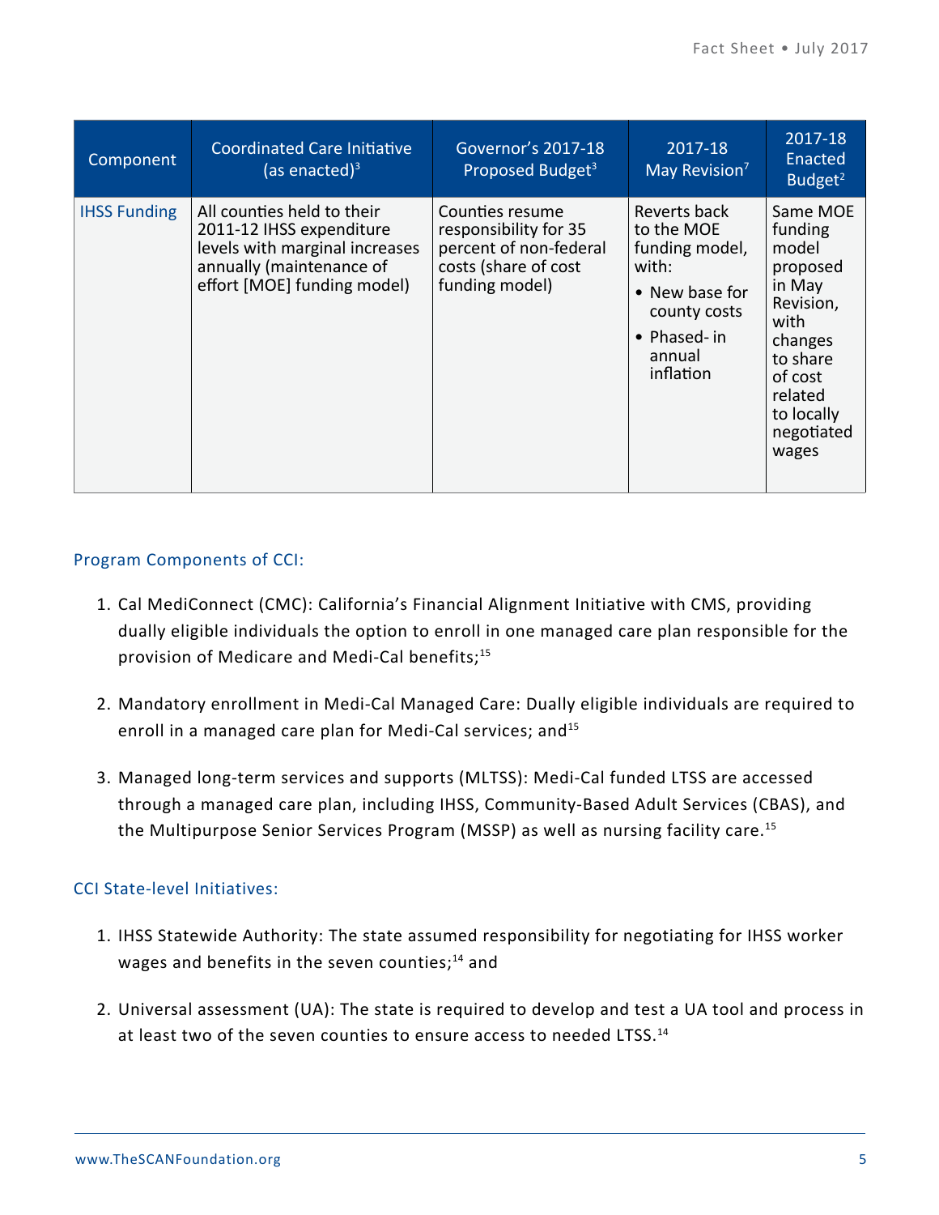| Component | Coordinated Care Initiative (as enacted)[3] | Governor's 2017-18 Proposed Budget[3] | 2017-18 May Revision[7] | 2017-18 Enacted Budget[2] |
|---|---|---|---|---|
| IHSS Funding | All counties held to their 2011-12 IHSS expenditure levels with marginal increases annually (maintenance of effort [MOE] funding model) | Counties resume responsibility for 35 percent of non-federal costs (share of cost funding model) | Reverts back to the MOE funding model, with: • New base for county costs • Phased- in annual inflation | Same MOE funding model proposed in May Revision, with changes to share of cost related to locally negotiated wages |

### Program Components of CCI:

1. Cal MediConnect (CMC): California's Financial Alignment Initiative with CMS, providing dually eligible individuals the option to enroll in one managed care plan responsible for the provision of Medicare and Medi-Cal benefits;[15]

2. Mandatory enrollment in Medi-Cal Managed Care: Dually eligible individuals are required to enroll in a managed care plan for Medi-Cal services; and[15]

3. Managed long-term services and supports (MLTSS): Medi-Cal funded LTSS are accessed through a managed care plan, including IHSS, Community-Based Adult Services (CBAS), and the Multipurpose Senior Services Program (MSSP) as well as nursing facility care.[15]

### CCI State-level Initiatives:

1. IHSS Statewide Authority: The state assumed responsibility for negotiating for IHSS worker wages and benefits in the seven counties;[14] and

2. Universal assessment (UA): The state is required to develop and test a UA tool and process in at least two of the seven counties to ensure access to needed LTSS.[14]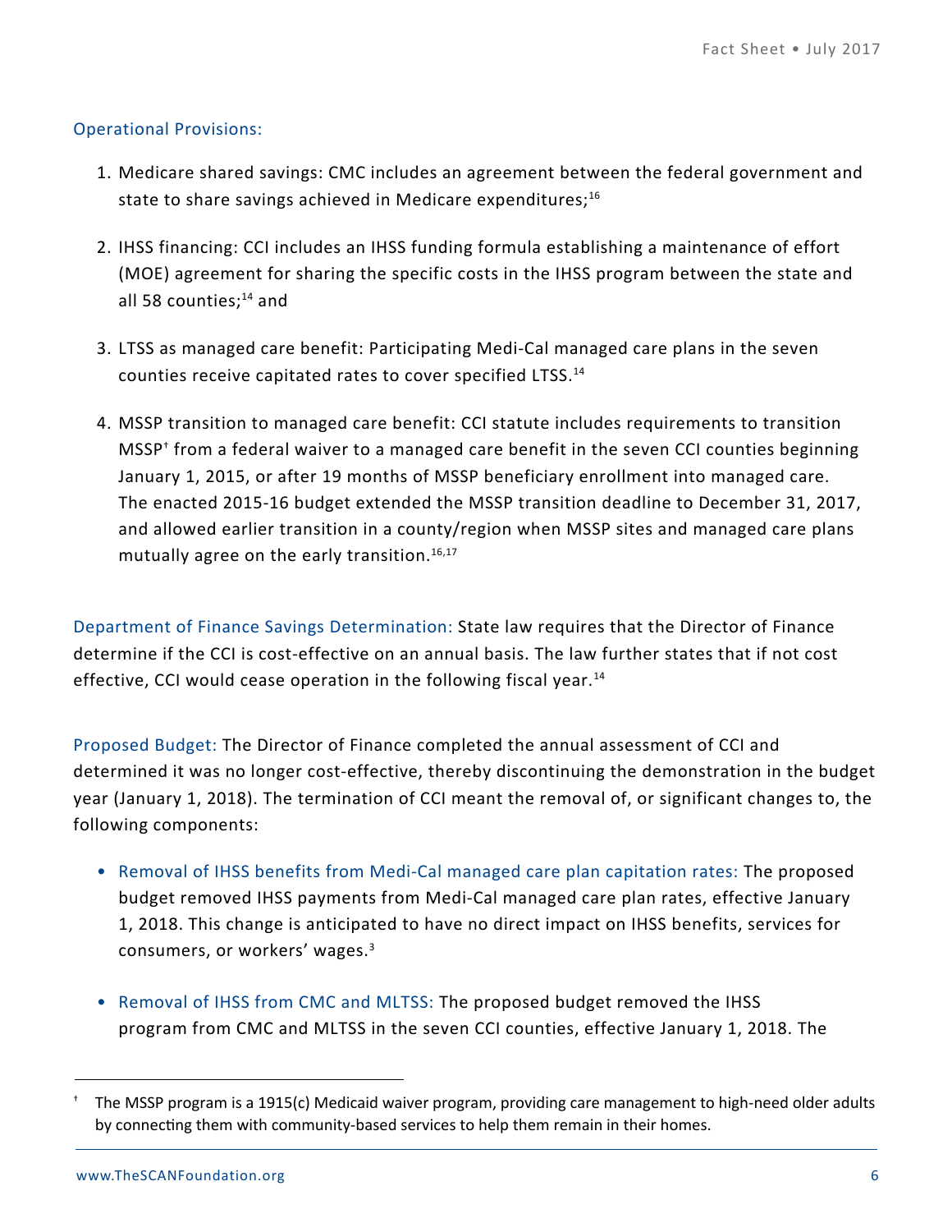Operational Provisions:

1. Medicare shared savings: CMC includes an agreement between the federal government and state to share savings achieved in Medicare expenditures;[16]

2. IHSS financing: CCI includes an IHSS funding formula establishing a maintenance of effort (MOE) agreement for sharing the specific costs in the IHSS program between the state and all 58 counties;[14] and

3. LTSS as managed care benefit: Participating Medi-Cal managed care plans in the seven counties receive capitated rates to cover specified LTSS.[14]

4. MSSP transition to managed care benefit: CCI statute includes requirements to transition MSSP[†] from a federal waiver to a managed care benefit in the seven CCI counties beginning January 1, 2015, or after 19 months of MSSP beneficiary enrollment into managed care. The enacted 2015-16 budget extended the MSSP transition deadline to December 31, 2017, and allowed earlier transition in a county/region when MSSP sites and managed care plans mutually agree on the early transition.[16,17]

Department of Finance Savings Determination: State law requires that the Director of Finance determine if the CCI is cost-effective on an annual basis. The law further states that if not cost effective, CCI would cease operation in the following fiscal year.[14]

Proposed Budget: The Director of Finance completed the annual assessment of CCI and determined it was no longer cost-effective, thereby discontinuing the demonstration in the budget year (January 1, 2018). The termination of CCI meant the removal of, or significant changes to, the following components:

- Removal of IHSS benefits from Medi-Cal managed care plan capitation rates: The proposed budget removed IHSS payments from Medi-Cal managed care plan rates, effective January 1, 2018. This change is anticipated to have no direct impact on IHSS benefits, services for consumers, or workers' wages.[3]

- Removal of IHSS from CMC and MLTSS: The proposed budget removed the IHSS program from CMC and MLTSS in the seven CCI counties, effective January 1, 2018. The

---

[†] The MSSP program is a 1915(c) Medicaid waiver program, providing care management to high-need older adults by connecting them with community-based services to help them remain in their homes.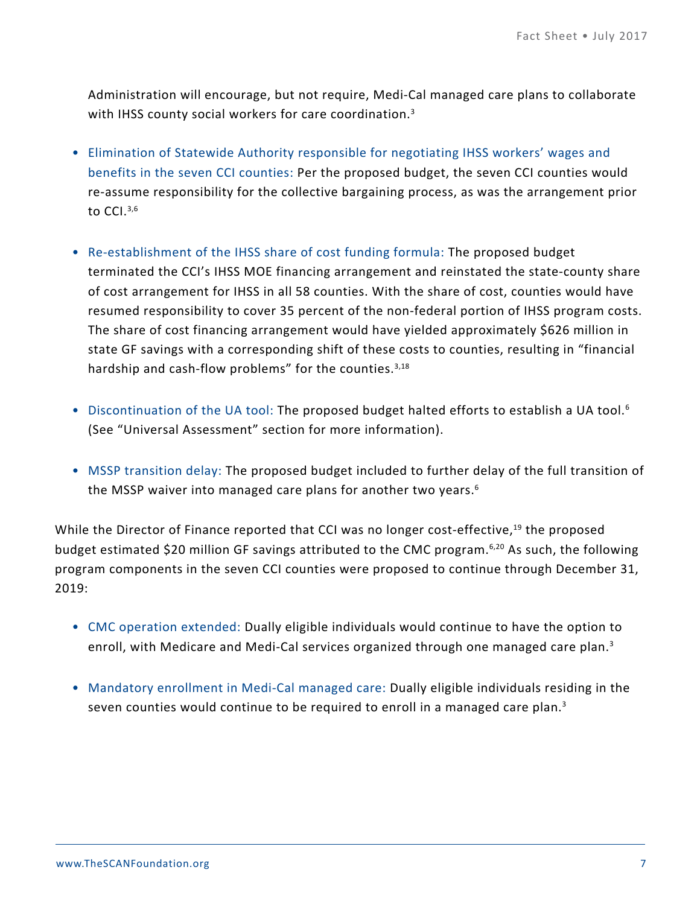Administration will encourage, but not require, Medi-Cal managed care plans to collaborate with IHSS county social workers for care coordination.[3]

- Elimination of Statewide Authority responsible for negotiating IHSS workers' wages and benefits in the seven CCI counties: Per the proposed budget, the seven CCI counties would re-assume responsibility for the collective bargaining process, as was the arrangement prior to CCI.[3,6]

- Re-establishment of the IHSS share of cost funding formula: The proposed budget terminated the CCI's IHSS MOE financing arrangement and reinstated the state-county share of cost arrangement for IHSS in all 58 counties. With the share of cost, counties would have resumed responsibility to cover 35 percent of the non-federal portion of IHSS program costs. The share of cost financing arrangement would have yielded approximately $626 million in state GF savings with a corresponding shift of these costs to counties, resulting in "financial hardship and cash-flow problems" for the counties.[3,18]

- Discontinuation of the UA tool: The proposed budget halted efforts to establish a UA tool.[6] (See "Universal Assessment" section for more information).

- MSSP transition delay: The proposed budget included to further delay of the full transition of the MSSP waiver into managed care plans for another two years.[6]

While the Director of Finance reported that CCI was no longer cost-effective,[19] the proposed budget estimated $20 million GF savings attributed to the CMC program.[6,20] As such, the following program components in the seven CCI counties were proposed to continue through December 31, 2019:

- CMC operation extended: Dually eligible individuals would continue to have the option to enroll, with Medicare and Medi-Cal services organized through one managed care plan.[3]

- Mandatory enrollment in Medi-Cal managed care: Dually eligible individuals residing in the seven counties would continue to be required to enroll in a managed care plan.[3]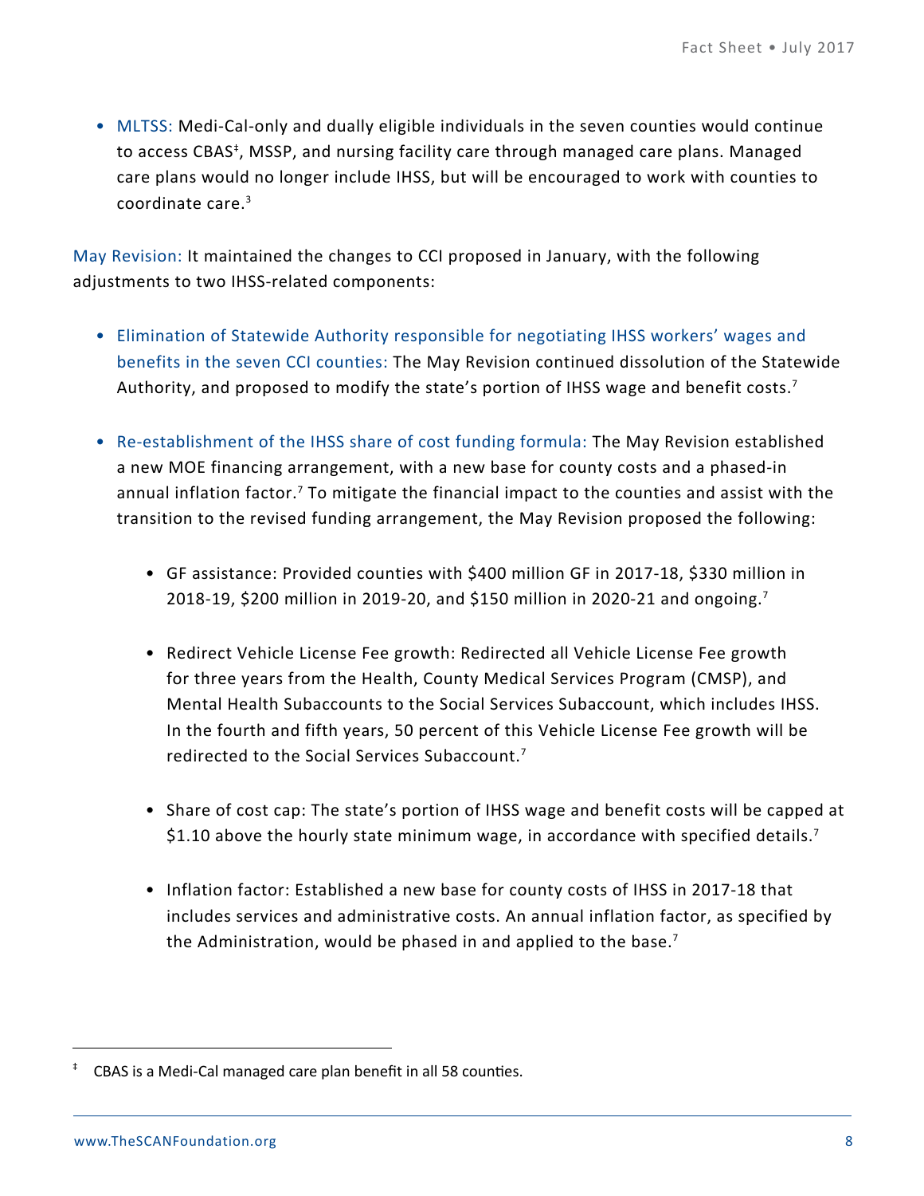- MLTSS: Medi-Cal-only and dually eligible individuals in the seven counties would continue to access CBAS‡, MSSP, and nursing facility care through managed care plans. Managed care plans would no longer include IHSS, but will be encouraged to work with counties to coordinate care.[3]

May Revision: It maintained the changes to CCI proposed in January, with the following adjustments to two IHSS-related components:

- Elimination of Statewide Authority responsible for negotiating IHSS workers' wages and benefits in the seven CCI counties: The May Revision continued dissolution of the Statewide Authority, and proposed to modify the state's portion of IHSS wage and benefit costs.[7]

- Re-establishment of the IHSS share of cost funding formula: The May Revision established a new MOE financing arrangement, with a new base for county costs and a phased-in annual inflation factor.[7] To mitigate the financial impact to the counties and assist with the transition to the revised funding arrangement, the May Revision proposed the following:

  - GF assistance: Provided counties with $400 million GF in 2017-18, $330 million in 2018-19, $200 million in 2019-20, and $150 million in 2020-21 and ongoing.[7]

  - Redirect Vehicle License Fee growth: Redirected all Vehicle License Fee growth for three years from the Health, County Medical Services Program (CMSP), and Mental Health Subaccounts to the Social Services Subaccount, which includes IHSS. In the fourth and fifth years, 50 percent of this Vehicle License Fee growth will be redirected to the Social Services Subaccount.[7]

  - Share of cost cap: The state's portion of IHSS wage and benefit costs will be capped at $1.10 above the hourly state minimum wage, in accordance with specified details.[7]

  - Inflation factor: Established a new base for county costs of IHSS in 2017-18 that includes services and administrative costs. An annual inflation factor, as specified by the Administration, would be phased in and applied to the base.[7]

---

‡ CBAS is a Medi-Cal managed care plan benefit in all 58 counties.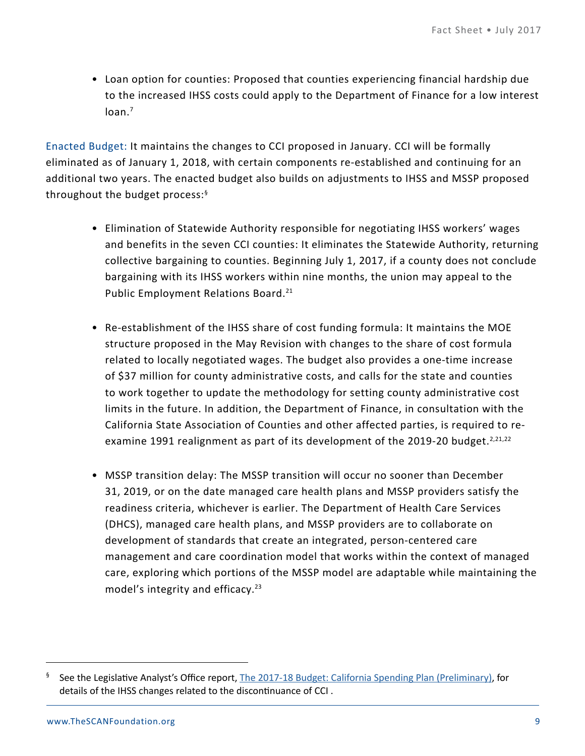- Loan option for counties: Proposed that counties experiencing financial hardship due to the increased IHSS costs could apply to the Department of Finance for a low interest loan.[7]

Enacted Budget: It maintains the changes to CCI proposed in January. CCI will be formally eliminated as of January 1, 2018, with certain components re-established and continuing for an additional two years. The enacted budget also builds on adjustments to IHSS and MSSP proposed throughout the budget process:[§]

- Elimination of Statewide Authority responsible for negotiating IHSS workers' wages and benefits in the seven CCI counties: It eliminates the Statewide Authority, returning collective bargaining to counties. Beginning July 1, 2017, if a county does not conclude bargaining with its IHSS workers within nine months, the union may appeal to the Public Employment Relations Board.[21]

- Re-establishment of the IHSS share of cost funding formula: It maintains the MOE structure proposed in the May Revision with changes to the share of cost formula related to locally negotiated wages. The budget also provides a one-time increase of $37 million for county administrative costs, and calls for the state and counties to work together to update the methodology for setting county administrative cost limits in the future. In addition, the Department of Finance, in consultation with the California State Association of Counties and other affected parties, is required to re-examine 1991 realignment as part of its development of the 2019-20 budget.[2,21,22]

- MSSP transition delay: The MSSP transition will occur no sooner than December 31, 2019, or on the date managed care health plans and MSSP providers satisfy the readiness criteria, whichever is earlier. The Department of Health Care Services (DHCS), managed care health plans, and MSSP providers are to collaborate on development of standards that create an integrated, person-centered care management and care coordination model that works within the context of managed care, exploring which portions of the MSSP model are adaptable while maintaining the model's integrity and efficacy.[23]

---

[§] See the Legislative Analyst's Office report, The 2017-18 Budget: California Spending Plan (Preliminary), for details of the IHSS changes related to the discontinuance of CCI .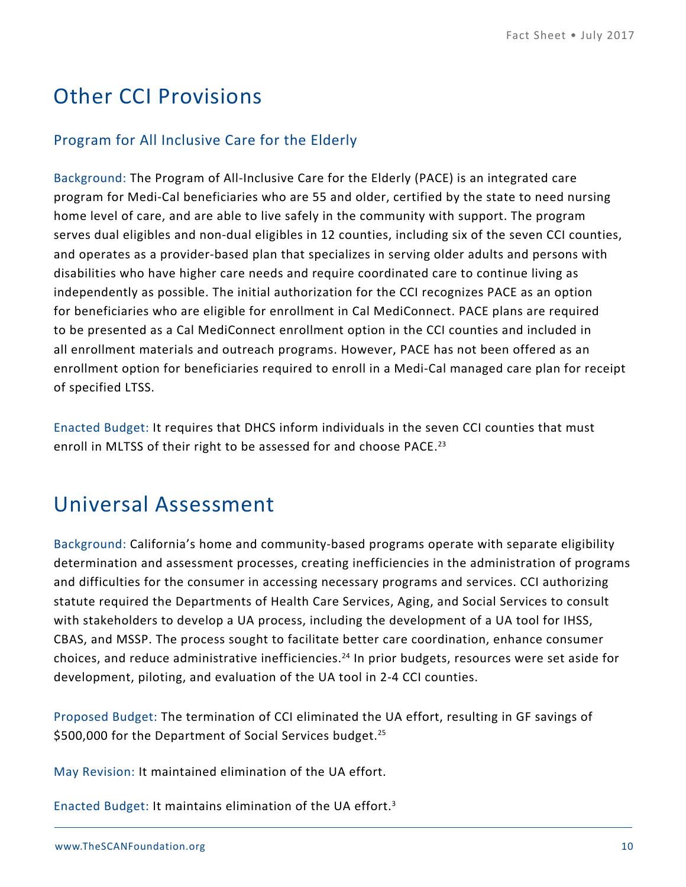# Other CCI Provisions

## Program for All Inclusive Care for the Elderly

Background: The Program of All-Inclusive Care for the Elderly (PACE) is an integrated care program for Medi-Cal beneficiaries who are 55 and older, certified by the state to need nursing home level of care, and are able to live safely in the community with support. The program serves dual eligibles and non-dual eligibles in 12 counties, including six of the seven CCI counties, and operates as a provider-based plan that specializes in serving older adults and persons with disabilities who have higher care needs and require coordinated care to continue living as independently as possible. The initial authorization for the CCI recognizes PACE as an option for beneficiaries who are eligible for enrollment in Cal MediConnect. PACE plans are required to be presented as a Cal MediConnect enrollment option in the CCI counties and included in all enrollment materials and outreach programs. However, PACE has not been offered as an enrollment option for beneficiaries required to enroll in a Medi-Cal managed care plan for receipt of specified LTSS.

Enacted Budget: It requires that DHCS inform individuals in the seven CCI counties that must enroll in MLTSS of their right to be assessed for and choose PACE.[23]

# Universal Assessment

Background: California's home and community-based programs operate with separate eligibility determination and assessment processes, creating inefficiencies in the administration of programs and difficulties for the consumer in accessing necessary programs and services. CCI authorizing statute required the Departments of Health Care Services, Aging, and Social Services to consult with stakeholders to develop a UA process, including the development of a UA tool for IHSS, CBAS, and MSSP. The process sought to facilitate better care coordination, enhance consumer choices, and reduce administrative inefficiencies.[24] In prior budgets, resources were set aside for development, piloting, and evaluation of the UA tool in 2-4 CCI counties.

Proposed Budget: The termination of CCI eliminated the UA effort, resulting in GF savings of $500,000 for the Department of Social Services budget.[25]

May Revision: It maintained elimination of the UA effort.

Enacted Budget: It maintains elimination of the UA effort.[3]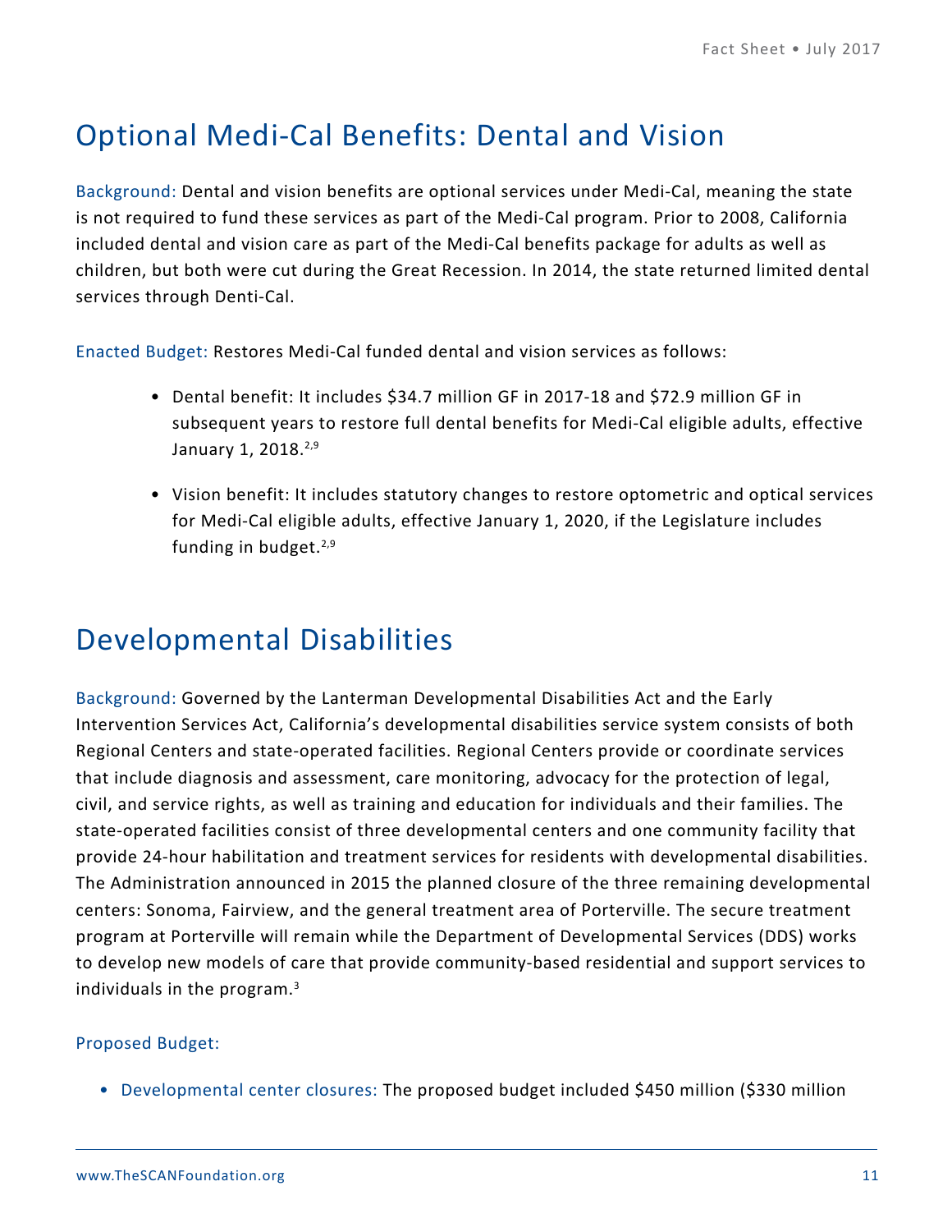## Optional Medi-Cal Benefits: Dental and Vision

Background: Dental and vision benefits are optional services under Medi-Cal, meaning the state is not required to fund these services as part of the Medi-Cal program. Prior to 2008, California included dental and vision care as part of the Medi-Cal benefits package for adults as well as children, but both were cut during the Great Recession. In 2014, the state returned limited dental services through Denti-Cal.

Enacted Budget: Restores Medi-Cal funded dental and vision services as follows:

- Dental benefit: It includes $34.7 million GF in 2017-18 and $72.9 million GF in subsequent years to restore full dental benefits for Medi-Cal eligible adults, effective January 1, 2018.[2,9]
- Vision benefit: It includes statutory changes to restore optometric and optical services for Medi-Cal eligible adults, effective January 1, 2020, if the Legislature includes funding in budget.[2,9]

## Developmental Disabilities

Background: Governed by the Lanterman Developmental Disabilities Act and the Early Intervention Services Act, California's developmental disabilities service system consists of both Regional Centers and state-operated facilities. Regional Centers provide or coordinate services that include diagnosis and assessment, care monitoring, advocacy for the protection of legal, civil, and service rights, as well as training and education for individuals and their families. The state-operated facilities consist of three developmental centers and one community facility that provide 24-hour habilitation and treatment services for residents with developmental disabilities. The Administration announced in 2015 the planned closure of the three remaining developmental centers: Sonoma, Fairview, and the general treatment area of Porterville. The secure treatment program at Porterville will remain while the Department of Developmental Services (DDS) works to develop new models of care that provide community-based residential and support services to individuals in the program.[3]

Proposed Budget:

- Developmental center closures: The proposed budget included $450 million ($330 million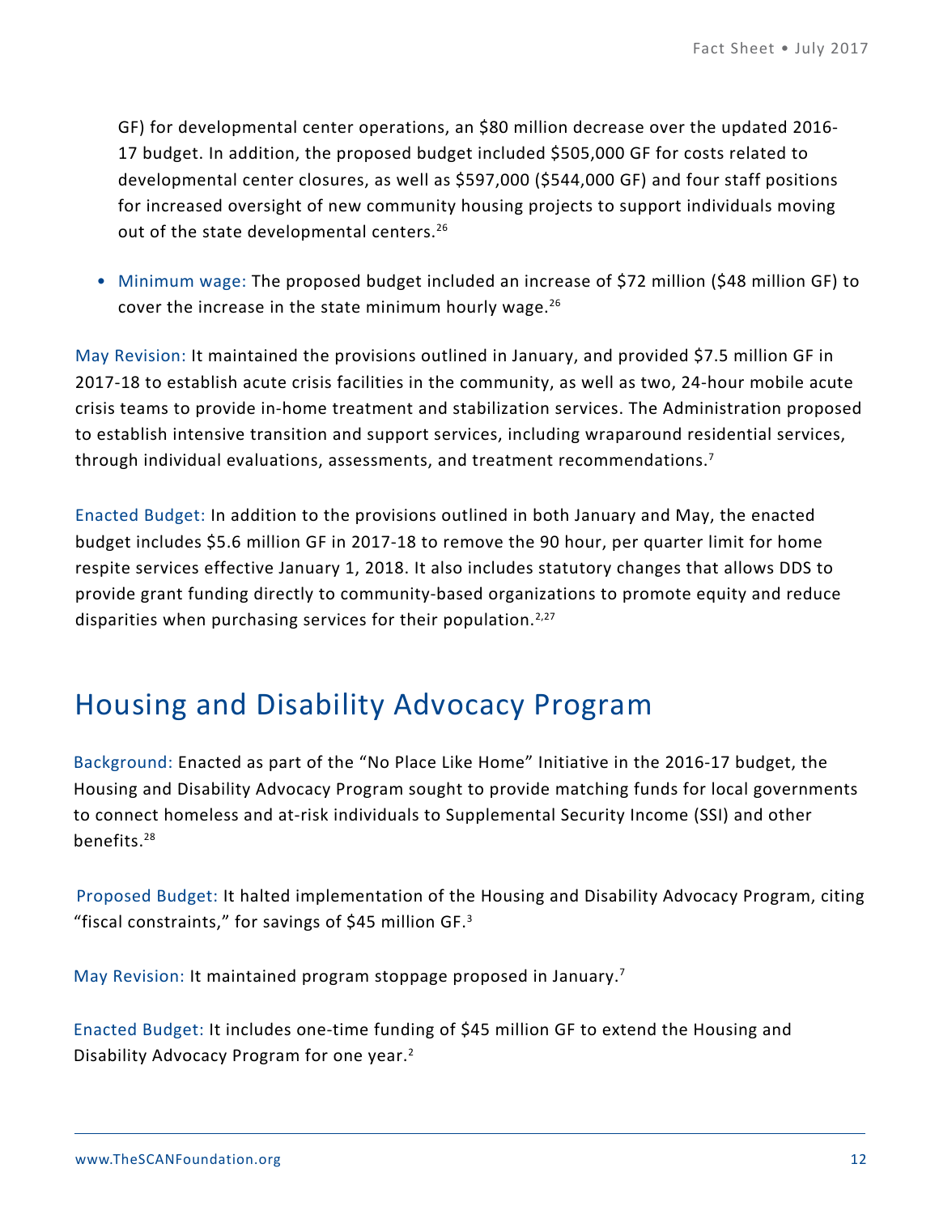GF) for developmental center operations, an $80 million decrease over the updated 2016-17 budget. In addition, the proposed budget included $505,000 GF for costs related to developmental center closures, as well as $597,000 ($544,000 GF) and four staff positions for increased oversight of new community housing projects to support individuals moving out of the state developmental centers.[26]

- Minimum wage: The proposed budget included an increase of $72 million ($48 million GF) to cover the increase in the state minimum hourly wage.[26]

May Revision: It maintained the provisions outlined in January, and provided $7.5 million GF in 2017-18 to establish acute crisis facilities in the community, as well as two, 24-hour mobile acute crisis teams to provide in-home treatment and stabilization services. The Administration proposed to establish intensive transition and support services, including wraparound residential services, through individual evaluations, assessments, and treatment recommendations.[7]

Enacted Budget: In addition to the provisions outlined in both January and May, the enacted budget includes $5.6 million GF in 2017-18 to remove the 90 hour, per quarter limit for home respite services effective January 1, 2018. It also includes statutory changes that allows DDS to provide grant funding directly to community-based organizations to promote equity and reduce disparities when purchasing services for their population.[2,27]

## Housing and Disability Advocacy Program

Background: Enacted as part of the "No Place Like Home" Initiative in the 2016-17 budget, the Housing and Disability Advocacy Program sought to provide matching funds for local governments to connect homeless and at-risk individuals to Supplemental Security Income (SSI) and other benefits.[28]

Proposed Budget: It halted implementation of the Housing and Disability Advocacy Program, citing "fiscal constraints," for savings of $45 million GF.[3]

May Revision: It maintained program stoppage proposed in January.[7]

Enacted Budget: It includes one-time funding of $45 million GF to extend the Housing and Disability Advocacy Program for one year.[2]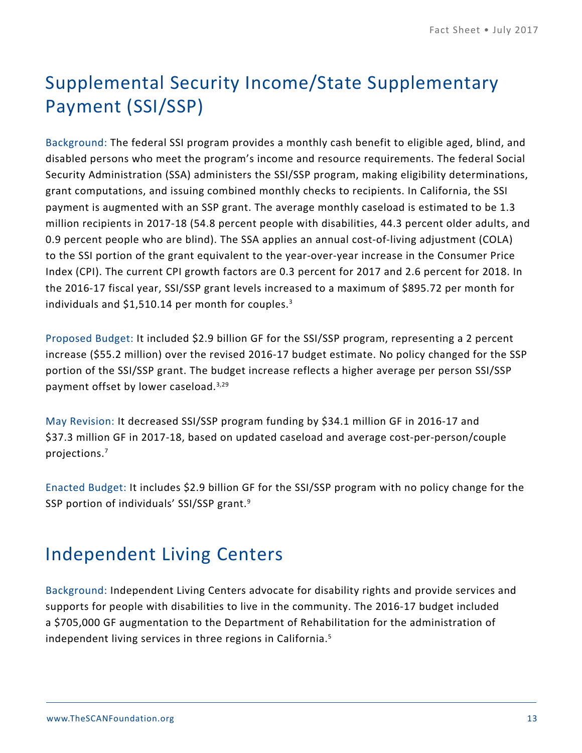## Supplemental Security Income/State Supplementary Payment (SSI/SSP)

Background: The federal SSI program provides a monthly cash benefit to eligible aged, blind, and disabled persons who meet the program's income and resource requirements. The federal Social Security Administration (SSA) administers the SSI/SSP program, making eligibility determinations, grant computations, and issuing combined monthly checks to recipients. In California, the SSI payment is augmented with an SSP grant. The average monthly caseload is estimated to be 1.3 million recipients in 2017-18 (54.8 percent people with disabilities, 44.3 percent older adults, and 0.9 percent people who are blind). The SSA applies an annual cost-of-living adjustment (COLA) to the SSI portion of the grant equivalent to the year-over-year increase in the Consumer Price Index (CPI). The current CPI growth factors are 0.3 percent for 2017 and 2.6 percent for 2018. In the 2016-17 fiscal year, SSI/SSP grant levels increased to a maximum of $895.72 per month for individuals and $1,510.14 per month for couples.[3]

Proposed Budget: It included $2.9 billion GF for the SSI/SSP program, representing a 2 percent increase ($55.2 million) over the revised 2016-17 budget estimate. No policy changed for the SSP portion of the SSI/SSP grant. The budget increase reflects a higher average per person SSI/SSP payment offset by lower caseload.[3,29]

May Revision: It decreased SSI/SSP program funding by $34.1 million GF in 2016-17 and $37.3 million GF in 2017-18, based on updated caseload and average cost-per-person/couple projections.[7]

Enacted Budget: It includes $2.9 billion GF for the SSI/SSP program with no policy change for the SSP portion of individuals' SSI/SSP grant.[9]

## Independent Living Centers

Background: Independent Living Centers advocate for disability rights and provide services and supports for people with disabilities to live in the community. The 2016-17 budget included a $705,000 GF augmentation to the Department of Rehabilitation for the administration of independent living services in three regions in California.[5]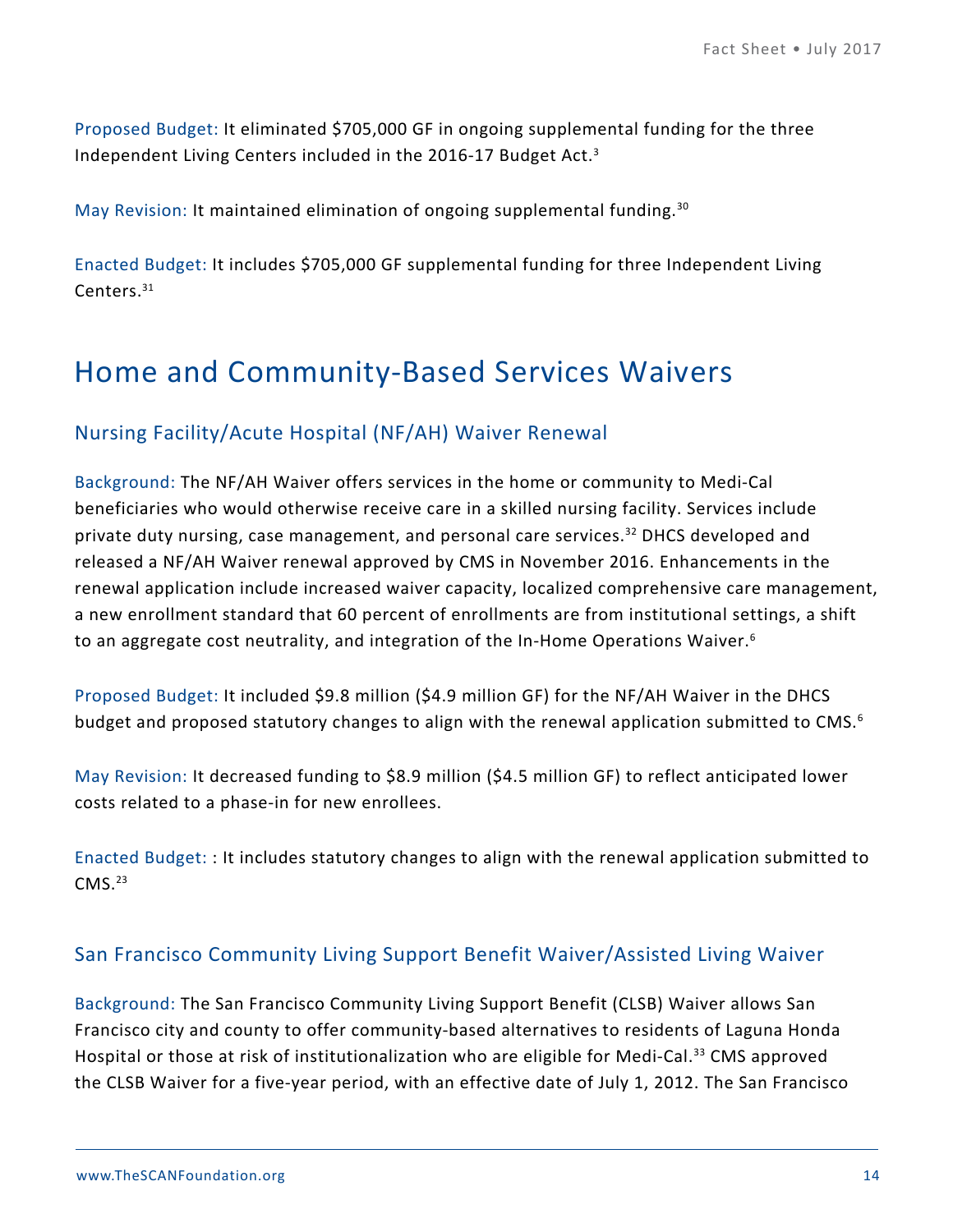Proposed Budget: It eliminated $705,000 GF in ongoing supplemental funding for the three Independent Living Centers included in the 2016-17 Budget Act.[3]

May Revision: It maintained elimination of ongoing supplemental funding.[30]

Enacted Budget: It includes $705,000 GF supplemental funding for three Independent Living Centers.[31]

# Home and Community-Based Services Waivers

## Nursing Facility/Acute Hospital (NF/AH) Waiver Renewal

Background: The NF/AH Waiver offers services in the home or community to Medi-Cal beneficiaries who would otherwise receive care in a skilled nursing facility. Services include private duty nursing, case management, and personal care services.[32] DHCS developed and released a NF/AH Waiver renewal approved by CMS in November 2016. Enhancements in the renewal application include increased waiver capacity, localized comprehensive care management, a new enrollment standard that 60 percent of enrollments are from institutional settings, a shift to an aggregate cost neutrality, and integration of the In-Home Operations Waiver.[6]

Proposed Budget: It included $9.8 million ($4.9 million GF) for the NF/AH Waiver in the DHCS budget and proposed statutory changes to align with the renewal application submitted to CMS.[6]

May Revision: It decreased funding to $8.9 million ($4.5 million GF) to reflect anticipated lower costs related to a phase-in for new enrollees.

Enacted Budget: : It includes statutory changes to align with the renewal application submitted to CMS.[23]

## San Francisco Community Living Support Benefit Waiver/Assisted Living Waiver

Background: The San Francisco Community Living Support Benefit (CLSB) Waiver allows San Francisco city and county to offer community-based alternatives to residents of Laguna Honda Hospital or those at risk of institutionalization who are eligible for Medi-Cal.[33] CMS approved the CLSB Waiver for a five-year period, with an effective date of July 1, 2012. The San Francisco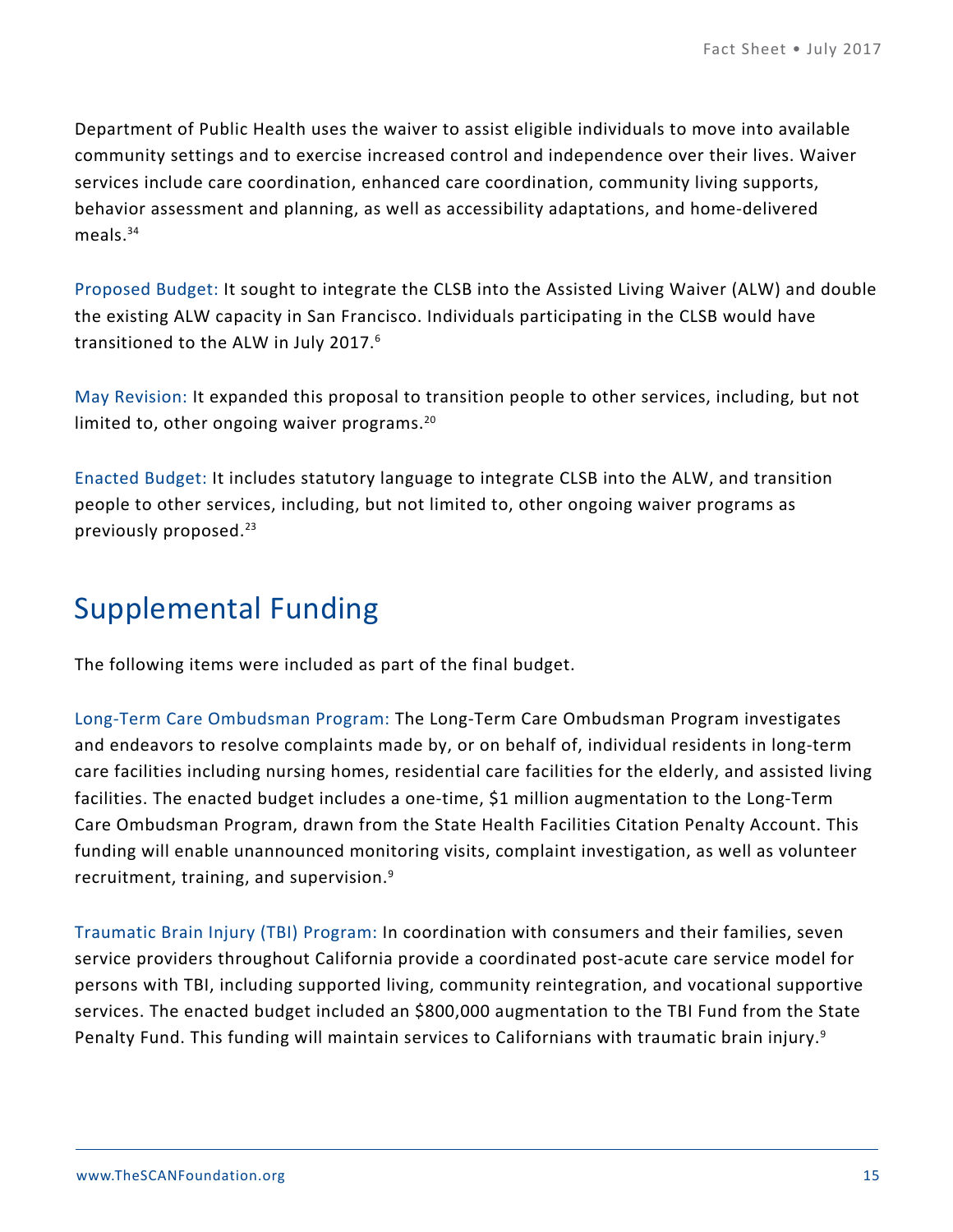Department of Public Health uses the waiver to assist eligible individuals to move into available community settings and to exercise increased control and independence over their lives. Waiver services include care coordination, enhanced care coordination, community living supports, behavior assessment and planning, as well as accessibility adaptations, and home-delivered meals.[34]

Proposed Budget: It sought to integrate the CLSB into the Assisted Living Waiver (ALW) and double the existing ALW capacity in San Francisco. Individuals participating in the CLSB would have transitioned to the ALW in July 2017.[6]

May Revision: It expanded this proposal to transition people to other services, including, but not limited to, other ongoing waiver programs.[20]

Enacted Budget: It includes statutory language to integrate CLSB into the ALW, and transition people to other services, including, but not limited to, other ongoing waiver programs as previously proposed.[23]

## Supplemental Funding

The following items were included as part of the final budget.

Long-Term Care Ombudsman Program: The Long-Term Care Ombudsman Program investigates and endeavors to resolve complaints made by, or on behalf of, individual residents in long-term care facilities including nursing homes, residential care facilities for the elderly, and assisted living facilities. The enacted budget includes a one-time, $1 million augmentation to the Long-Term Care Ombudsman Program, drawn from the State Health Facilities Citation Penalty Account. This funding will enable unannounced monitoring visits, complaint investigation, as well as volunteer recruitment, training, and supervision.[9]

Traumatic Brain Injury (TBI) Program: In coordination with consumers and their families, seven service providers throughout California provide a coordinated post-acute care service model for persons with TBI, including supported living, community reintegration, and vocational supportive services. The enacted budget included an $800,000 augmentation to the TBI Fund from the State Penalty Fund. This funding will maintain services to Californians with traumatic brain injury.[9]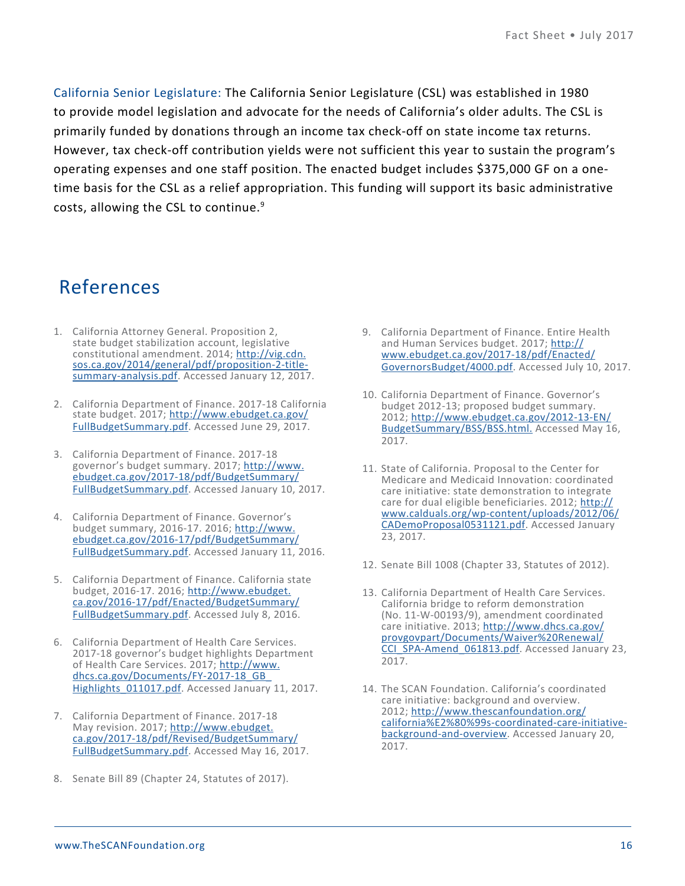**California Senior Legislature:** The California Senior Legislature (CSL) was established in 1980 to provide model legislation and advocate for the needs of California's older adults. The CSL is primarily funded by donations through an income tax check-off on state income tax returns. However, tax check-off contribution yields were not sufficient this year to sustain the program's operating expenses and one staff position. The enacted budget includes $375,000 GF on a one-time basis for the CSL as a relief appropriation. This funding will support its basic administrative costs, allowing the CSL to continue.[9]

## References

1. California Attorney General. Proposition 2, state budget stabilization account, legislative constitutional amendment. 2014; http://vig.cdn.sos.ca.gov/2014/general/pdf/proposition-2-title-summary-analysis.pdf. Accessed January 12, 2017.
2. California Department of Finance. 2017-18 California state budget. 2017; http://www.ebudget.ca.gov/FullBudgetSummary.pdf. Accessed June 29, 2017.
3. California Department of Finance. 2017-18 governor's budget summary. 2017; http://www.ebudget.ca.gov/2017-18/pdf/BudgetSummary/FullBudgetSummary.pdf. Accessed January 10, 2017.
4. California Department of Finance. Governor's budget summary, 2016-17. 2016; http://www.ebudget.ca.gov/2016-17/pdf/BudgetSummary/FullBudgetSummary.pdf. Accessed January 11, 2016.
5. California Department of Finance. California state budget, 2016-17. 2016; http://www.ebudget.ca.gov/2016-17/pdf/Enacted/BudgetSummary/FullBudgetSummary.pdf. Accessed July 8, 2016.
6. California Department of Health Care Services. 2017-18 governor's budget highlights Department of Health Care Services. 2017; http://www.dhcs.ca.gov/Documents/FY-2017-18_GB_Highlights_011017.pdf. Accessed January 11, 2017.
7. California Department of Finance. 2017-18 May revision. 2017; http://www.ebudget.ca.gov/2017-18/pdf/Revised/BudgetSummary/FullBudgetSummary.pdf. Accessed May 16, 2017.
8. Senate Bill 89 (Chapter 24, Statutes of 2017).
9. California Department of Finance. Entire Health and Human Services budget. 2017; http://www.ebudget.ca.gov/2017-18/pdf/Enacted/GovernorsBudget/4000.pdf. Accessed July 10, 2017.
10. California Department of Finance. Governor's budget 2012-13; proposed budget summary. 2012; http://www.ebudget.ca.gov/2012-13-EN/BudgetSummary/BSS/BSS.html. Accessed May 16, 2017.
11. State of California. Proposal to the Center for Medicare and Medicaid Innovation: coordinated care initiative: state demonstration to integrate care for dual eligible beneficiaries. 2012; http://www.calduals.org/wp-content/uploads/2012/06/CADemoProposal0531121.pdf. Accessed January 23, 2017.
12. Senate Bill 1008 (Chapter 33, Statutes of 2012).
13. California Department of Health Care Services. California bridge to reform demonstration (No. 11-W-00193/9), amendment coordinated care initiative. 2013; http://www.dhcs.ca.gov/provgovpart/Documents/Waiver%20Renewal/CCI_SPA-Amend_061813.pdf. Accessed January 23, 2017.
14. The SCAN Foundation. California's coordinated care initiative: background and overview. 2012; http://www.thescanfoundation.org/california%E2%80%99s-coordinated-care-initiative-background-and-overview. Accessed January 20, 2017.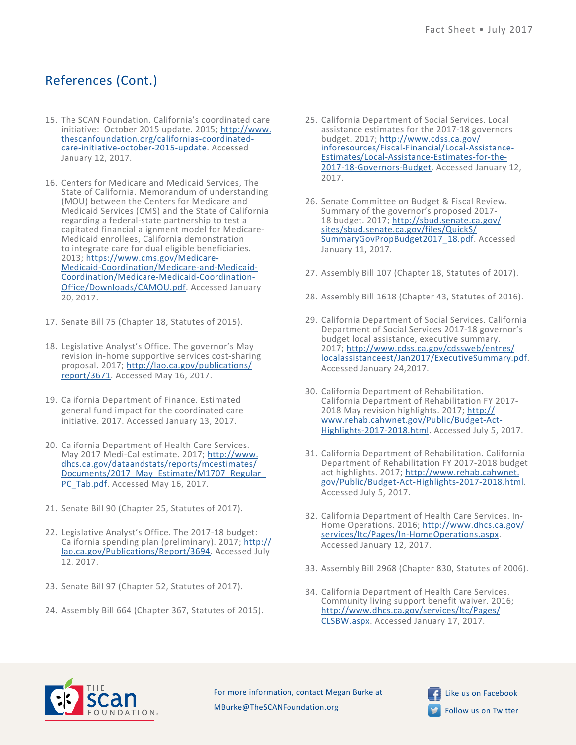## References (Cont.)

15. The SCAN Foundation. California's coordinated care initiative: October 2015 update. 2015; http://www.thescanfoundation.org/californias-coordinated-care-initiative-october-2015-update. Accessed January 12, 2017.

16. Centers for Medicare and Medicaid Services, The State of California. Memorandum of understanding (MOU) between the Centers for Medicare and Medicaid Services (CMS) and the State of California regarding a federal-state partnership to test a capitated financial alignment model for Medicare-Medicaid enrollees, California demonstration to integrate care for dual eligible beneficiaries. 2013; https://www.cms.gov/Medicare-Medicaid-Coordination/Medicare-and-Medicaid-Coordination/Medicare-Medicaid-Coordination-Office/Downloads/CAMOU.pdf. Accessed January 20, 2017.

17. Senate Bill 75 (Chapter 18, Statutes of 2015).

18. Legislative Analyst's Office. The governor's May revision in-home supportive services cost-sharing proposal. 2017; http://lao.ca.gov/publications/report/3671. Accessed May 16, 2017.

19. California Department of Finance. Estimated general fund impact for the coordinated care initiative. 2017. Accessed January 13, 2017.

20. California Department of Health Care Services. May 2017 Medi-Cal estimate. 2017; http://www.dhcs.ca.gov/dataandstats/reports/mcestimates/Documents/2017_May_Estimate/M1707_Regular_PC_Tab.pdf. Accessed May 16, 2017.

21. Senate Bill 90 (Chapter 25, Statutes of 2017).

22. Legislative Analyst's Office. The 2017-18 budget: California spending plan (preliminary). 2017; http://lao.ca.gov/Publications/Report/3694. Accessed July 12, 2017.

23. Senate Bill 97 (Chapter 52, Statutes of 2017).

24. Assembly Bill 664 (Chapter 367, Statutes of 2015).

25. California Department of Social Services. Local assistance estimates for the 2017-18 governors budget. 2017; http://www.cdss.ca.gov/inforesources/Fiscal-Financial/Local-Assistance-Estimates/Local-Assistance-Estimates-for-the-2017-18-Governors-Budget. Accessed January 12, 2017.

26. Senate Committee on Budget & Fiscal Review. Summary of the governor's proposed 2017-18 budget. 2017; http://sbud.senate.ca.gov/sites/sbud.senate.ca.gov/files/QuickS/SummaryGovPropBudget2017_18.pdf. Accessed January 11, 2017.

27. Assembly Bill 107 (Chapter 18, Statutes of 2017).

28. Assembly Bill 1618 (Chapter 43, Statutes of 2016).

29. California Department of Social Services. California Department of Social Services 2017-18 governor's budget local assistance, executive summary. 2017; http://www.cdss.ca.gov/cdssweb/entres/localassistanceest/Jan2017/ExecutiveSummary.pdf. Accessed January 24,2017.

30. California Department of Rehabilitation. California Department of Rehabilitation FY 2017-2018 May revision highlights. 2017; http://www.rehab.cahwnet.gov/Public/Budget-Act-Highlights-2017-2018.html. Accessed July 5, 2017.

31. California Department of Rehabilitation. California Department of Rehabilitation FY 2017-2018 budget act highlights. 2017; http://www.rehab.cahwnet.gov/Public/Budget-Act-Highlights-2017-2018.html. Accessed July 5, 2017.

32. California Department of Health Care Services. In-Home Operations. 2016; http://www.dhcs.ca.gov/services/ltc/Pages/In-HomeOperations.aspx. Accessed January 12, 2017.

33. Assembly Bill 2968 (Chapter 830, Statutes of 2006).

34. California Department of Health Care Services. Community living support benefit waiver. 2016; http://www.dhcs.ca.gov/services/ltc/Pages/CLSBW.aspx. Accessed January 17, 2017.

For more information, contact Megan Burke at MBurke@TheSCANFoundation.org

Like us on Facebook

Follow us on Twitter